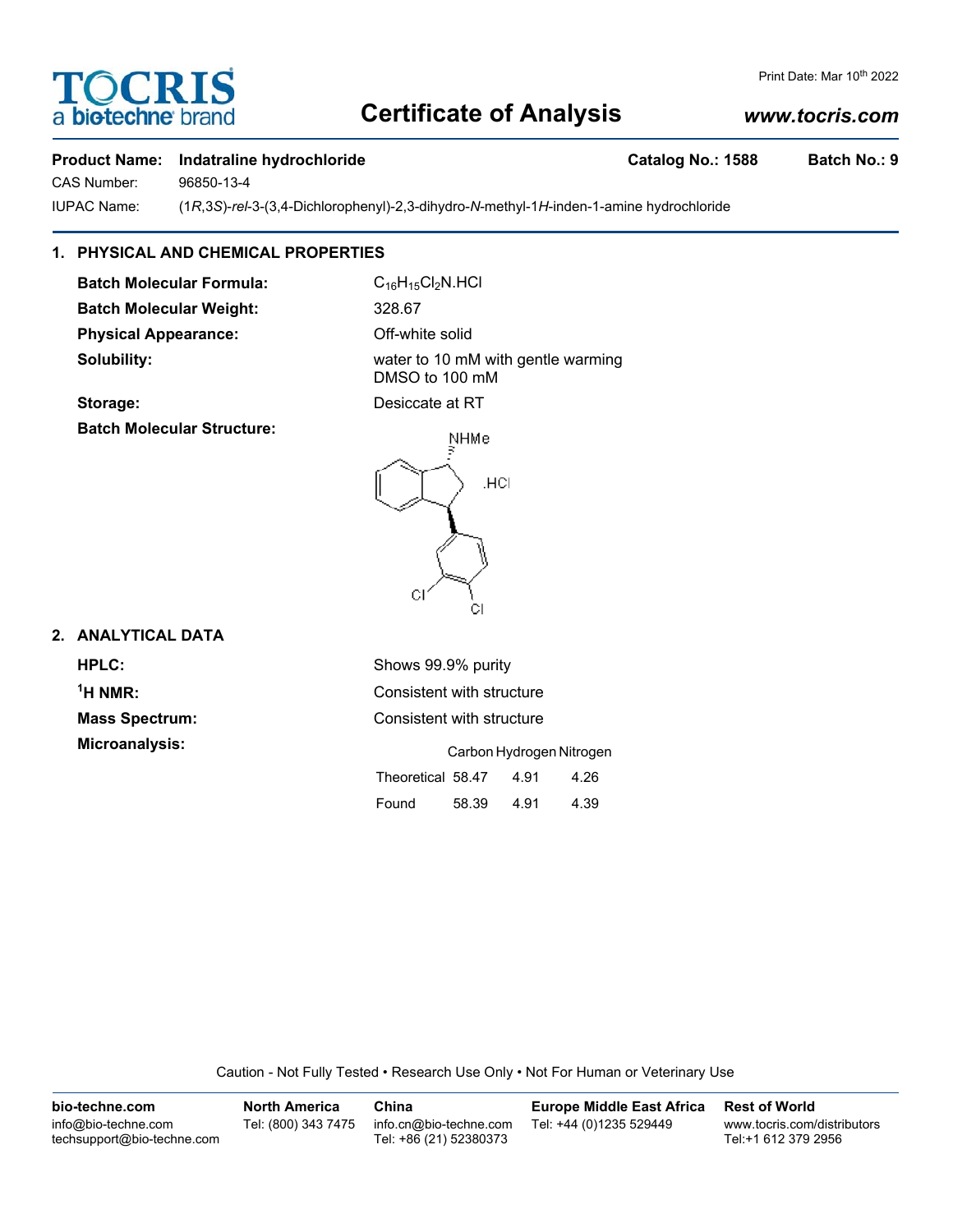# TOCRIS
a biotechne brand

Print Date: Mar 10th 2022

## Certificate of Analysis

*www.tocris.com*

**Product Name:** **Indatraline hydrochloride** **Catalog No.: 1588** **Batch No.: 9**

CAS Number: 96850-13-4

IUPAC Name: (1*R*,3*S*)-*rel*-3-(3,4-Dichlorophenyl)-2,3-dihydro-*N*-methyl-1*H*-inden-1-amine hydrochloride

### 1. PHYSICAL AND CHEMICAL PROPERTIES

**Batch Molecular Formula:** $C_{16}H_{15}Cl_2N.HCl$

**Batch Molecular Weight:** 328.67

**Physical Appearance:** Off-white solid

**Solubility:** water to 10 mM with gentle warming
DMSO to 100 mM

**Storage:** Desiccate at RT

**Batch Molecular Structure:**

### 2. ANALYTICAL DATA

**HPLC:** Shows 99.9% purity

**$^1$H NMR:** Consistent with structure

**Mass Spectrum:** Consistent with structure

**Microanalysis:**

| | Carbon | Hydrogen | Nitrogen |
|---|---|---|---|
| Theoretical | 58.47 | 4.91 | 4.26 |
| Found | 58.39 | 4.91 | 4.39 |

Caution - Not Fully Tested • Research Use Only • Not For Human or Veterinary Use

| bio-techne.com | North America | China | Europe Middle East Africa | Rest of World |
|---|---|---|---|---|
| info@bio-techne.com<br>techsupport@bio-techne.com | Tel: (800) 343 7475 | info.cn@bio-techne.com<br>Tel: +86 (21) 52380373 | Tel: +44 (0)1235 529449 | www.tocris.com/distributors<br>Tel:+1 612 379 2956 |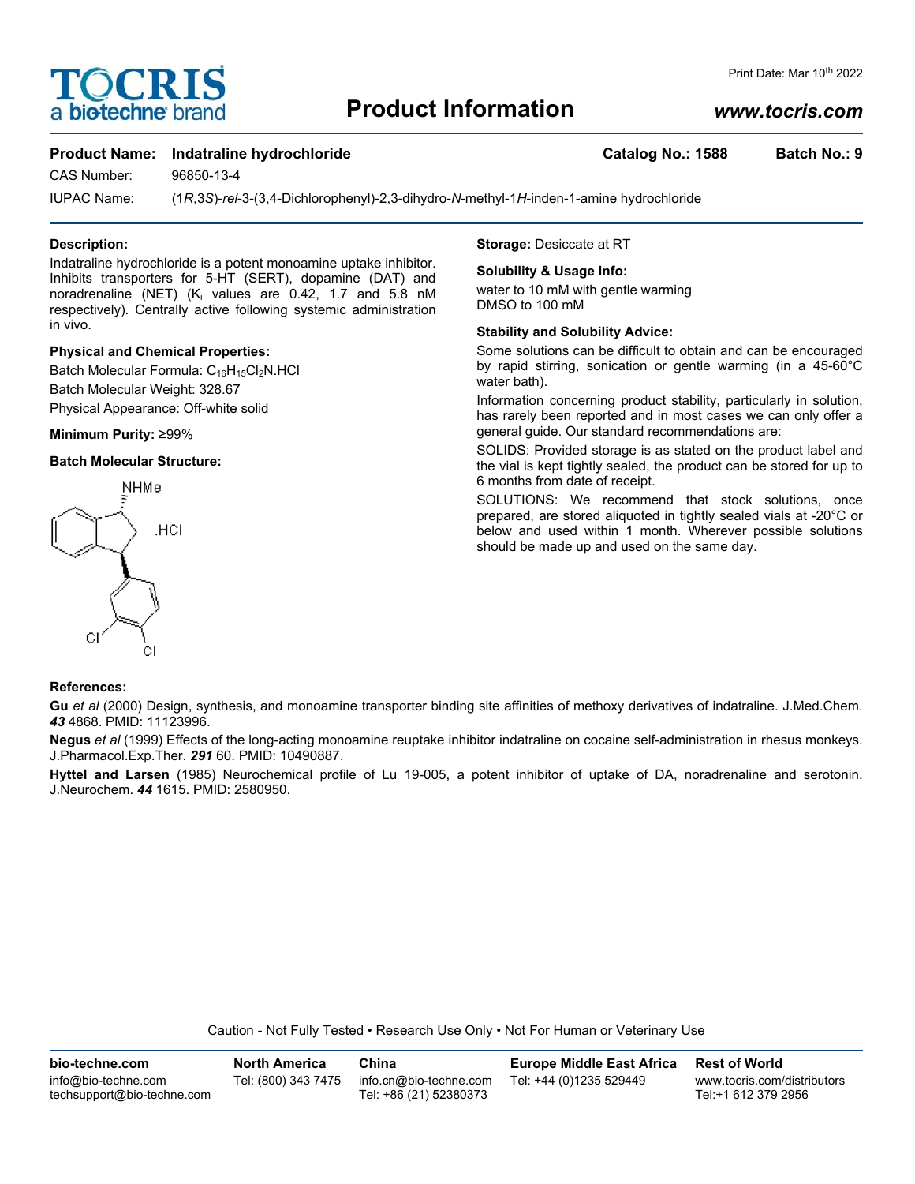# Product Information

**Product Name:** Indatraline hydrochloride **Catalog No.:** 1588 **Batch No.:** 9

CAS Number: 96850-13-4

IUPAC Name: (1*R*,3*S*)-*rel*-3-(3,4-Dichlorophenyl)-2,3-dihydro-*N*-methyl-1*H*-inden-1-amine hydrochloride

### Description:

Indatraline hydrochloride is a potent monoamine uptake inhibitor. Inhibits transporters for 5-HT (SERT), dopamine (DAT) and noradrenaline (NET) ($K_i$ values are 0.42, 1.7 and 5.8 nM respectively). Centrally active following systemic administration in vivo.

### Physical and Chemical Properties:

Batch Molecular Formula: $C_{16}H_{15}Cl_2N.HCl$

Batch Molecular Weight: 328.67

Physical Appearance: Off-white solid

**Minimum Purity:** ≥99%

### Batch Molecular Structure:

NHMe

.HCl

Cl

Cl

**Storage:** Desiccate at RT

### Solubility & Usage Info:

water to 10 mM with gentle warming
DMSO to 100 mM

### Stability and Solubility Advice:

Some solutions can be difficult to obtain and can be encouraged by rapid stirring, sonication or gentle warming (in a 45-60°C water bath).

Information concerning product stability, particularly in solution, has rarely been reported and in most cases we can only offer a general guide. Our standard recommendations are:

SOLIDS: Provided storage is as stated on the product label and the vial is kept tightly sealed, the product can be stored for up to 6 months from date of receipt.

SOLUTIONS: We recommend that stock solutions, once prepared, are stored aliquoted in tightly sealed vials at -20°C or below and used within 1 month. Wherever possible solutions should be made up and used on the same day.

### References:

**Gu** *et al* (2000) Design, synthesis, and monoamine transporter binding site affinities of methoxy derivatives of indatraline. J.Med.Chem. ***43*** 4868. PMID: 11123996.

**Negus** *et al* (1999) Effects of the long-acting monoamine reuptake inhibitor indatraline on cocaine self-administration in rhesus monkeys. J.Pharmacol.Exp.Ther. ***291*** 60. PMID: 10490887.

**Hyttel and Larsen** (1985) Neurochemical profile of Lu 19-005, a potent inhibitor of uptake of DA, noradrenaline and serotonin. J.Neurochem. ***44*** 1615. PMID: 2580950.

Caution - Not Fully Tested • Research Use Only • Not For Human or Veterinary Use